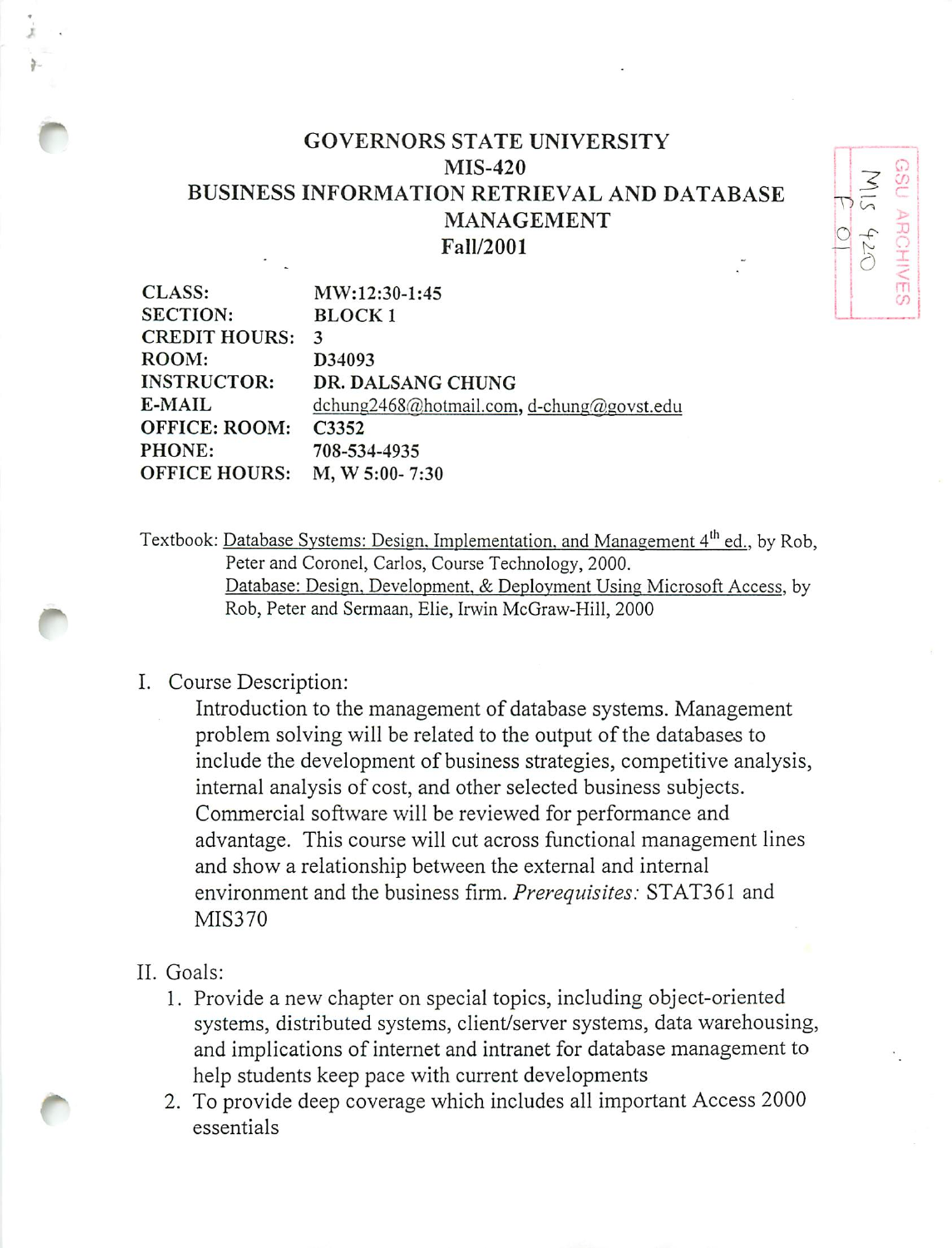# GOVERNORS STATE UNIVERSITY
## MIS-420
## BUSINESS INFORMATION RETRIEVAL AND DATABASE MANAGEMENT
## Fall/2001

| | |
|---|---|
| **CLASS:** | **MW:12:30-1:45** |
| **SECTION:** | **BLOCK 1** |
| **CREDIT HOURS:** | **3** |
| **ROOM:** | **D34093** |
| **INSTRUCTOR:** | **DR. DALSANG CHUNG** |
| **E-MAIL** | dchung2468@hotmail.com, d-chung@govst.edu |
| **OFFICE: ROOM:** | **C3352** |
| **PHONE:** | **708-534-4935** |
| **OFFICE HOURS:** | **M, W 5:00- 7:30** |

Textbook: Database Systems: Design, Implementation, and Management 4th ed., by Rob, Peter and Coronel, Carlos, Course Technology, 2000.
Database: Design, Development, & Deployment Using Microsoft Access, by Rob, Peter and Sermaan, Elie, Irwin McGraw-Hill, 2000

I. Course Description:

Introduction to the management of database systems. Management problem solving will be related to the output of the databases to include the development of business strategies, competitive analysis, internal analysis of cost, and other selected business subjects. Commercial software will be reviewed for performance and advantage. This course will cut across functional management lines and show a relationship between the external and internal environment and the business firm. *Prerequisites:* STAT361 and MIS370

II. Goals:

1. Provide a new chapter on special topics, including object-oriented systems, distributed systems, client/server systems, data warehousing, and implications of internet and intranet for database management to help students keep pace with current developments
2. To provide deep coverage which includes all important Access 2000 essentials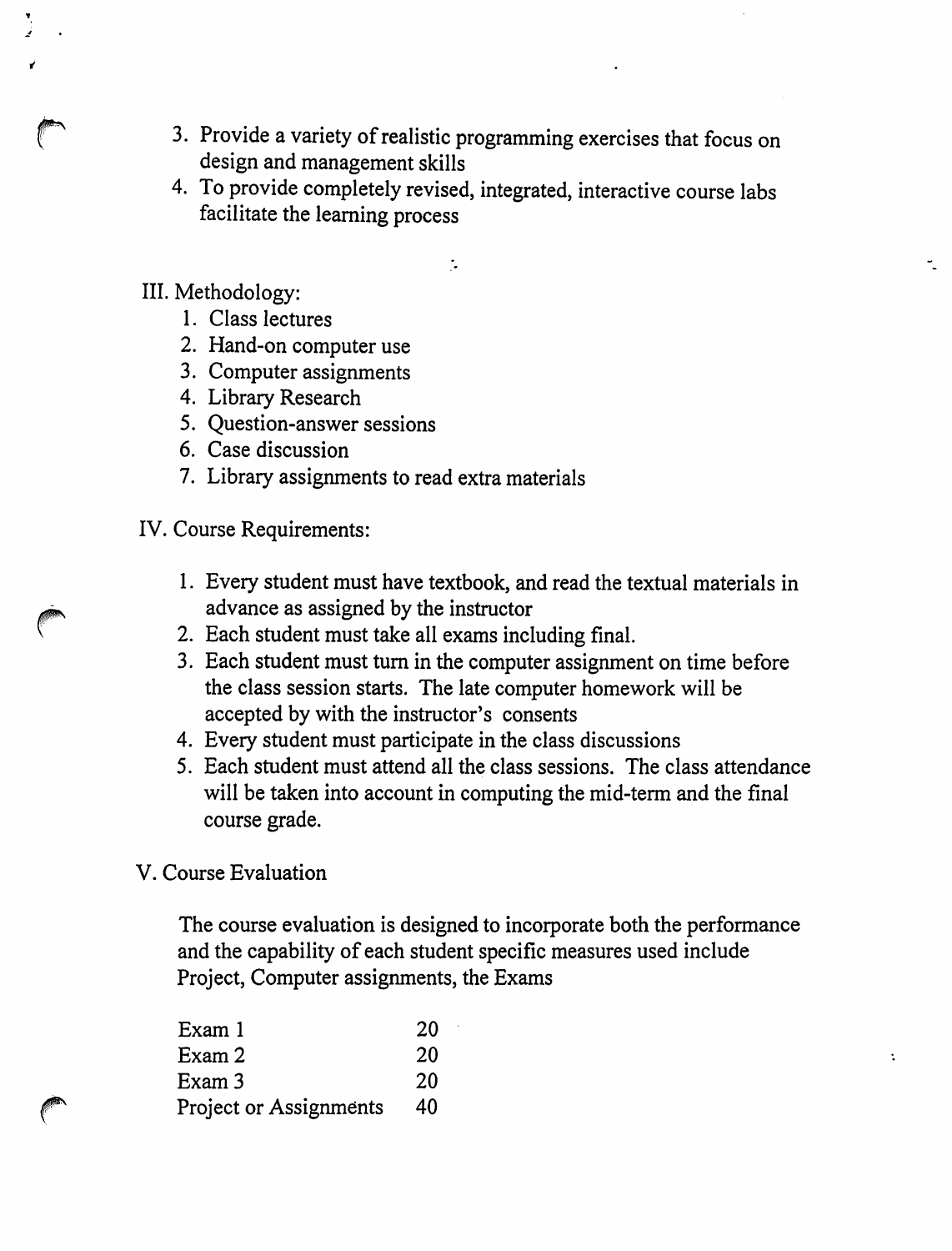3. Provide a variety of realistic programming exercises that focus on design and management skills
4. To provide completely revised, integrated, interactive course labs facilitate the learning process

III. Methodology:

1. Class lectures
2. Hand-on computer use
3. Computer assignments
4. Library Research
5. Question-answer sessions
6. Case discussion
7. Library assignments to read extra materials

IV. Course Requirements:

1. Every student must have textbook, and read the textual materials in advance as assigned by the instructor
2. Each student must take all exams including final.
3. Each student must turn in the computer assignment on time before the class session starts. The late computer homework will be accepted by with the instructor's consents
4. Every student must participate in the class discussions
5. Each student must attend all the class sessions. The class attendance will be taken into account in computing the mid-term and the final course grade.

V. Course Evaluation

The course evaluation is designed to incorporate both the performance and the capability of each student specific measures used include Project, Computer assignments, the Exams

| | |
|---|---|
| Exam 1 | 20 |
| Exam 2 | 20 |
| Exam 3 | 20 |
| Project or Assignments | 40 |